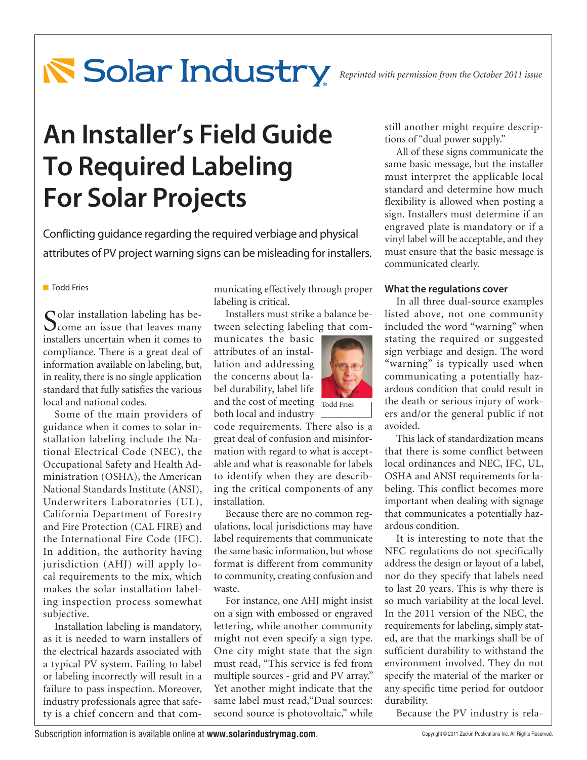Reprinted with permission from the October 2011 issue

# An Installer's Field Guide To Required Labeling For Solar Projects

Conflicting guidance regarding the required verbiage and physical attributes of PV project warning signs can be misleading for installers.

Todd Fries

Solar installation labeling has become an issue that leaves many installers uncertain when it comes to compliance. There is a great deal of information available on labeling, but, in reality, there is no single application standard that fully satisfies the various local and national codes.

Some of the main providers of guidance when it comes to solar installation labeling include the National Electrical Code (NEC), the Occupational Safety and Health Administration (OSHA), the American National Standards Institute (ANSI), Underwriters Laboratories (UL), California Department of Forestry and Fire Protection (CAL FIRE) and the International Fire Code (IFC). In addition, the authority having jurisdiction (AHJ) will apply local requirements to the mix, which makes the solar installation labeling inspection process somewhat subjective.

Installation labeling is mandatory, as it is needed to warn installers of the electrical hazards associated with a typical PV system. Failing to label or labeling incorrectly will result in a failure to pass inspection. Moreover, industry professionals agree that safety is a chief concern and that communicating effectively through proper labeling is critical.

Installers must strike a balance between selecting labeling that communicates the basic attributes of an installation and addressing the concerns about label durability, label life and the cost of meeting both local and industry code requirements. There also is a great deal of confusion and misinformation with regard to what is acceptable and what is reasonable for labels to identify when they are describing the critical components of any installation.

Todd Fries

Because there are no common regulations, local jurisdictions may have label requirements that communicate the same basic information, but whose format is different from community to community, creating confusion and waste.

For instance, one AHJ might insist on a sign with embossed or engraved lettering, while another community might not even specify a sign type. One city might state that the sign must read, "This service is fed from multiple sources - grid and PV array." Yet another might indicate that the same label must read,"Dual sources: second source is photovoltaic," while still another might require descriptions of "dual power supply."

All of these signs communicate the same basic message, but the installer must interpret the applicable local standard and determine how much flexibility is allowed when posting a sign. Installers must determine if an engraved plate is mandatory or if a vinyl label will be acceptable, and they must ensure that the basic message is communicated clearly.

### What the regulations cover

In all three dual-source examples listed above, not one community included the word "warning" when stating the required or suggested sign verbiage and design. The word "warning" is typically used when communicating a potentially hazardous condition that could result in the death or serious injury of workers and/or the general public if not avoided.

This lack of standardization means that there is some conflict between local ordinances and NEC, IFC, UL, OSHA and ANSI requirements for labeling. This conflict becomes more important when dealing with signage that communicates a potentially hazardous condition.

It is interesting to note that the NEC regulations do not specifically address the design or layout of a label, nor do they specify that labels need to last 20 years. This is why there is so much variability at the local level. In the 2011 version of the NEC, the requirements for labeling, simply stated, are that the markings shall be of sufficient durability to withstand the environment involved. They do not specify the material of the marker or any specific time period for outdoor durability.

Because the PV industry is rela-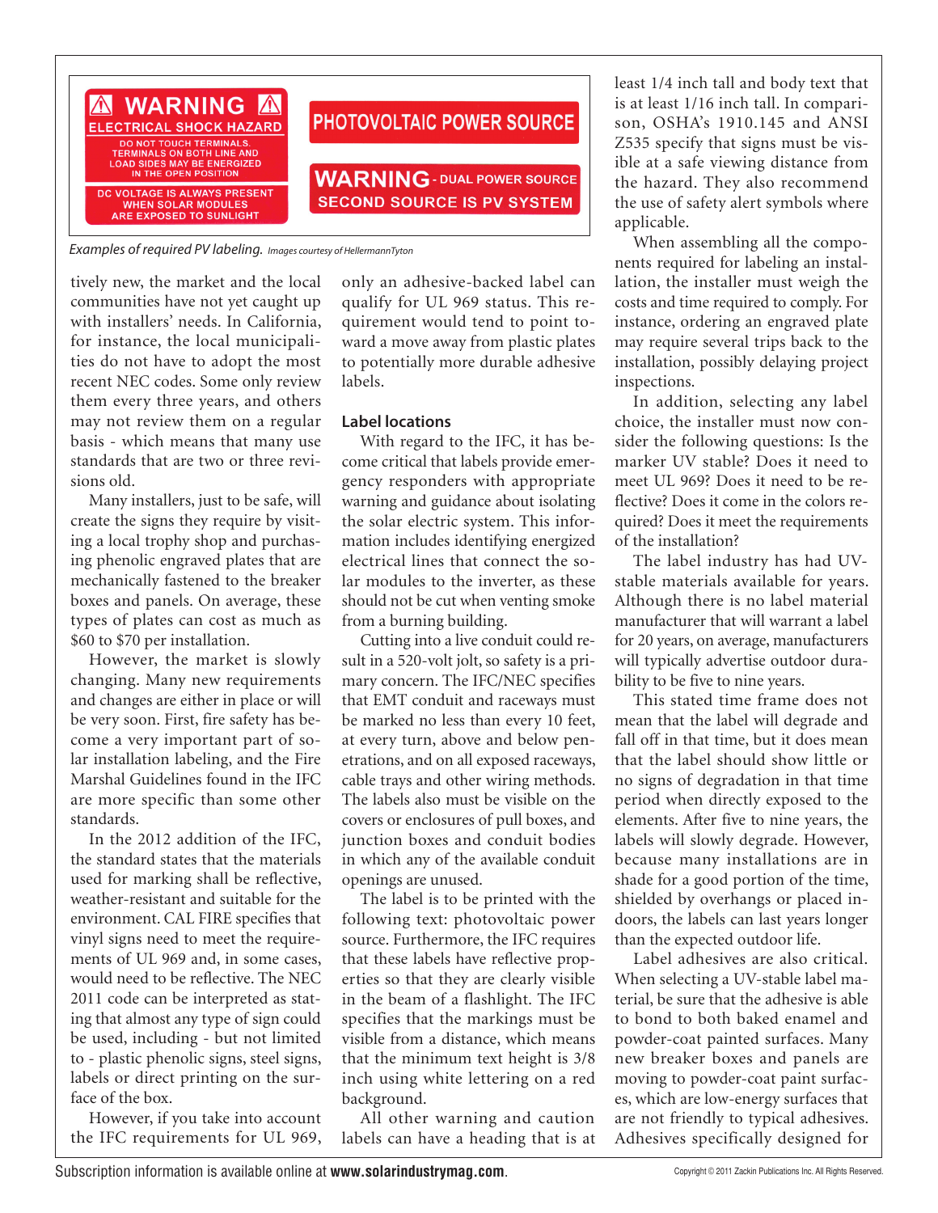**WARNING**
**ELECTRICAL SHOCK HAZARD**
DO NOT TOUCH TERMINALS. TERMINALS ON BOTH LINE AND LOAD SIDES MAY BE ENERGIZED IN THE OPEN POSITION
DC VOLTAGE IS ALWAYS PRESENT WHEN SOLAR MODULES ARE EXPOSED TO SUNLIGHT

**PHOTOVOLTAIC POWER SOURCE**

**WARNING** - DUAL POWER SOURCE
SECOND SOURCE IS PV SYSTEM

*Examples of required PV labeling.* *Images courtesy of HellermannTyton*

tively new, the market and the local communities have not yet caught up with installers' needs. In California, for instance, the local municipalities do not have to adopt the most recent NEC codes. Some only review them every three years, and others may not review them on a regular basis - which means that many use standards that are two or three revisions old.

Many installers, just to be safe, will create the signs they require by visiting a local trophy shop and purchasing phenolic engraved plates that are mechanically fastened to the breaker boxes and panels. On average, these types of plates can cost as much as $60 to $70 per installation.

However, the market is slowly changing. Many new requirements and changes are either in place or will be very soon. First, fire safety has become a very important part of solar installation labeling, and the Fire Marshal Guidelines found in the IFC are more specific than some other standards.

In the 2012 addition of the IFC, the standard states that the materials used for marking shall be reflective, weather-resistant and suitable for the environment. CAL FIRE specifies that vinyl signs need to meet the requirements of UL 969 and, in some cases, would need to be reflective. The NEC 2011 code can be interpreted as stating that almost any type of sign could be used, including - but not limited to - plastic phenolic signs, steel signs, labels or direct printing on the surface of the box.

However, if you take into account the IFC requirements for UL 969, only an adhesive-backed label can qualify for UL 969 status. This requirement would tend to point toward a move away from plastic plates to potentially more durable adhesive labels.

## Label locations

With regard to the IFC, it has become critical that labels provide emergency responders with appropriate warning and guidance about isolating the solar electric system. This information includes identifying energized electrical lines that connect the solar modules to the inverter, as these should not be cut when venting smoke from a burning building.

Cutting into a live conduit could result in a 520-volt jolt, so safety is a primary concern. The IFC/NEC specifies that EMT conduit and raceways must be marked no less than every 10 feet, at every turn, above and below penetrations, and on all exposed raceways, cable trays and other wiring methods. The labels also must be visible on the covers or enclosures of pull boxes, and junction boxes and conduit bodies in which any of the available conduit openings are unused.

The label is to be printed with the following text: photovoltaic power source. Furthermore, the IFC requires that these labels have reflective properties so that they are clearly visible in the beam of a flashlight. The IFC specifies that the markings must be visible from a distance, which means that the minimum text height is 3/8 inch using white lettering on a red background.

All other warning and caution labels can have a heading that is at least 1/4 inch tall and body text that is at least 1/16 inch tall. In comparison, OSHA's 1910.145 and ANSI Z535 specify that signs must be visible at a safe viewing distance from the hazard. They also recommend the use of safety alert symbols where applicable.

When assembling all the components required for labeling an installation, the installer must weigh the costs and time required to comply. For instance, ordering an engraved plate may require several trips back to the installation, possibly delaying project inspections.

In addition, selecting any label choice, the installer must now consider the following questions: Is the marker UV stable? Does it need to meet UL 969? Does it need to be reflective? Does it come in the colors required? Does it meet the requirements of the installation?

The label industry has had UV-stable materials available for years. Although there is no label material manufacturer that will warrant a label for 20 years, on average, manufacturers will typically advertise outdoor durability to be five to nine years.

This stated time frame does not mean that the label will degrade and fall off in that time, but it does mean that the label should show little or no signs of degradation in that time period when directly exposed to the elements. After five to nine years, the labels will slowly degrade. However, because many installations are in shade for a good portion of the time, shielded by overhangs or placed indoors, the labels can last years longer than the expected outdoor life.

Label adhesives are also critical. When selecting a UV-stable label material, be sure that the adhesive is able to bond to both baked enamel and powder-coat painted surfaces. Many new breaker boxes and panels are moving to powder-coat paint surfaces, which are low-energy surfaces that are not friendly to typical adhesives. Adhesives specifically designed for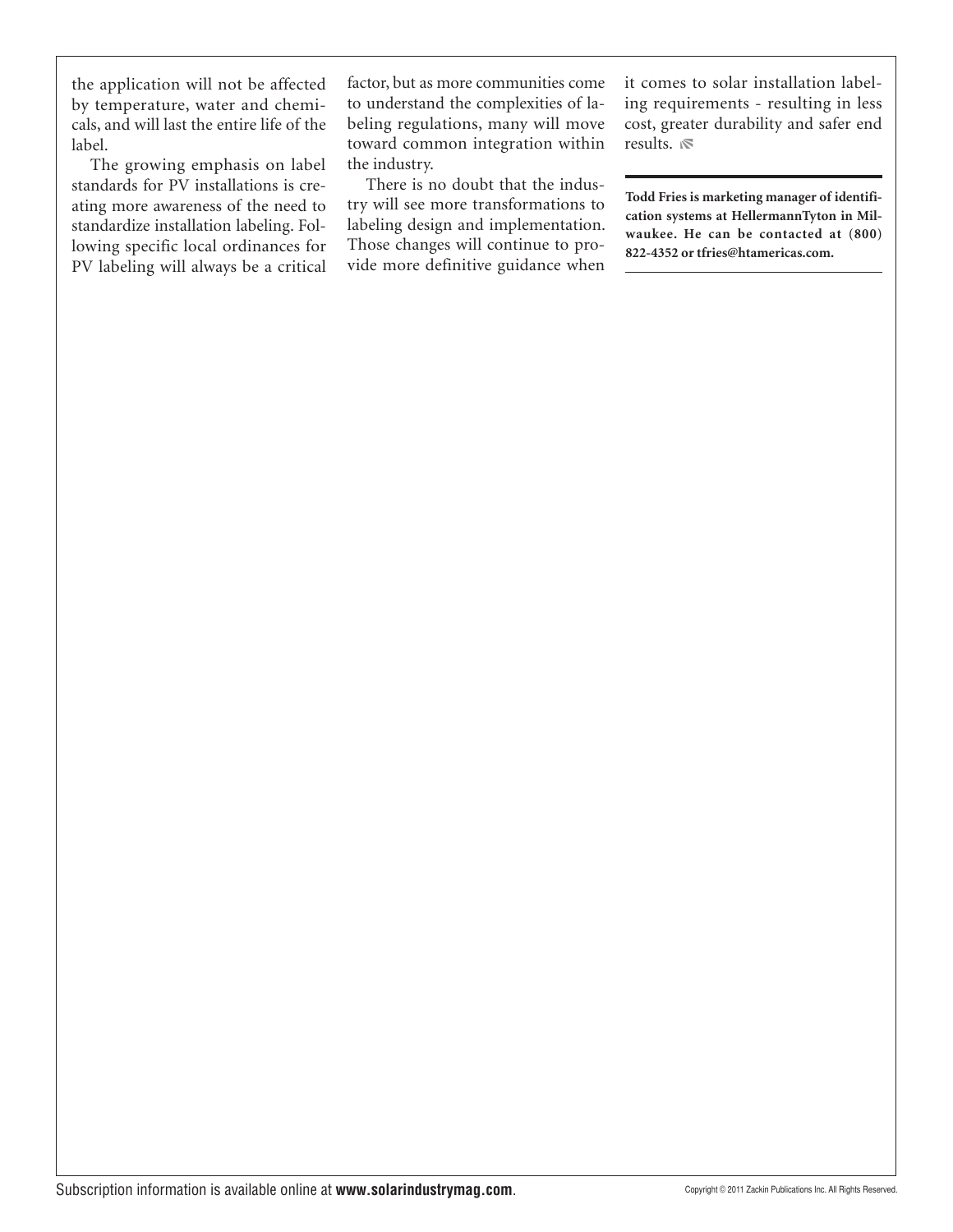the application will not be affected by temperature, water and chemicals, and will last the entire life of the label.

The growing emphasis on label standards for PV installations is creating more awareness of the need to standardize installation labeling. Following specific local ordinances for PV labeling will always be a critical factor, but as more communities come to understand the complexities of labeling regulations, many will move toward common integration within the industry.

There is no doubt that the industry will see more transformations to labeling design and implementation. Those changes will continue to provide more definitive guidance when it comes to solar installation labeling requirements - resulting in less cost, greater durability and safer end results.

**Todd Fries is marketing manager of identification systems at HellermannTyton in Milwaukee. He can be contacted at (800) 822-4352 or tfries@htamericas.com.**

Subscription information is available online at **www.solarindustrymag.com**.

Copyright © 2011 Zackin Publications Inc. All Rights Reserved.